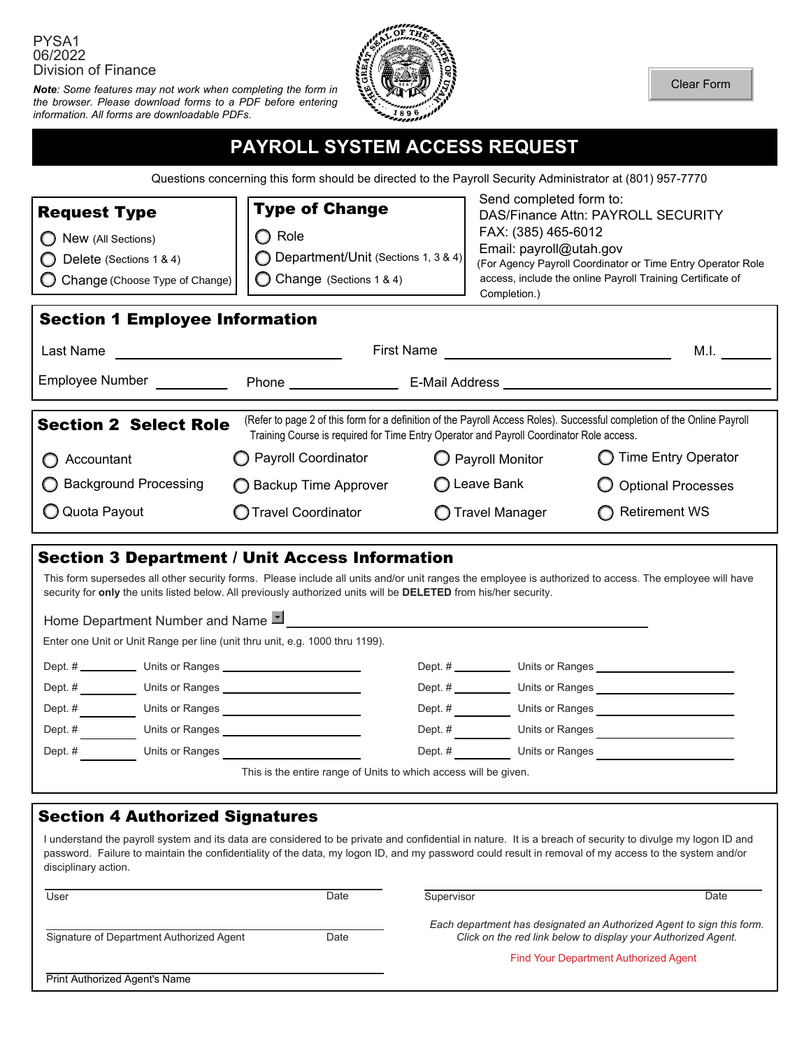PYSA1
06/2022
Division of Finance

*Note: Some features may not work when completing the form in the browser. Please download forms to a PDF before entering information. All forms are downloadable PDFs.*

Clear Form

# PAYROLL SYSTEM ACCESS REQUEST

Questions concerning this form should be directed to the Payroll Security Administrator at (801) 957-7770

**Request Type**

- ◯ New (All Sections)
- ◯ Delete (Sections 1 & 4)
- ◯ Change (Choose Type of Change)

**Type of Change**

- ◯ Role
- ◯ Department/Unit (Sections 1, 3 & 4)
- ◯ Change (Sections 1 & 4)

Send completed form to:
DAS/Finance Attn: PAYROLL SECURITY
FAX: (385) 465-6012
Email: payroll@utah.gov
(For Agency Payroll Coordinator or Time Entry Operator Role access, include the online Payroll Training Certificate of Completion.)

## Section 1 Employee Information

Last Name ____________________ First Name ____________________ M.I. ______

Employee Number __________ Phone ______________ E-Mail Address ______________________________

## Section 2 Select Role

(Refer to page 2 of this form for a definition of the Payroll Access Roles). Successful completion of the Online Payroll Training Course is required for Time Entry Operator and Payroll Coordinator Role access.

| | | | |
|---|---|---|---|
| ◯ Accountant | ◯ Payroll Coordinator | ◯ Payroll Monitor | ◯ Time Entry Operator |
| ◯ Background Processing | ◯ Backup Time Approver | ◯ Leave Bank | ◯ Optional Processes |
| ◯ Quota Payout | ◯ Travel Coordinator | ◯ Travel Manager | ◯ Retirement WS |

## Section 3 Department / Unit Access Information

This form supersedes all other security forms. Please include all units and/or unit ranges the employee is authorized to access. The employee will have security for **only** the units listed below. All previously authorized units will be **DELETED** from his/her security.

Home Department Number and Name ______________________________

Enter one Unit or Unit Range per line (unit thru unit, e.g. 1000 thru 1199).

| Dept. # | Units or Ranges | Dept. # | Units or Ranges |
|---|---|---|---|
| | | | |
| | | | |
| | | | |
| | | | |
| | | | |

This is the entire range of Units to which access will be given.

## Section 4 Authorized Signatures

I understand the payroll system and its data are considered to be private and confidential in nature. It is a breach of security to divulge my logon ID and password. Failure to maintain the confidentiality of the data, my logon ID, and my password could result in removal of my access to the system and/or disciplinary action.

User ____________________ Date ________

Supervisor ____________________ Date ________

Signature of Department Authorized Agent ____________________ Date ________

*Each department has designated an Authorized Agent to sign this form. Click on the red link below to display your Authorized Agent.*

Find Your Department Authorized Agent

Print Authorized Agent's Name ____________________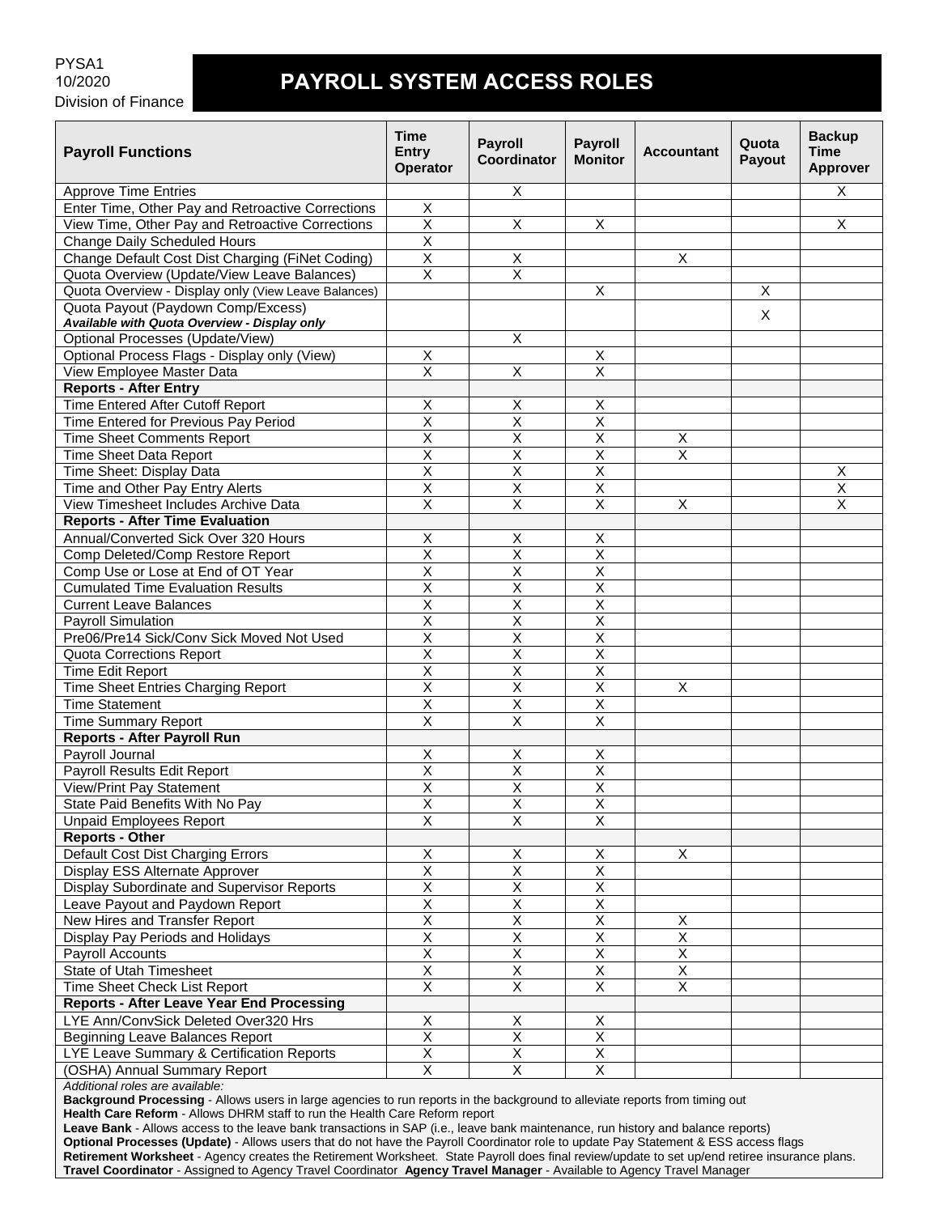PYSA1
10/2020
Division of Finance

# PAYROLL SYSTEM ACCESS ROLES

| Payroll Functions | Time Entry Operator | Payroll Coordinator | Payroll Monitor | Accountant | Quota Payout | Backup Time Approver |
|---|---|---|---|---|---|---|
| Approve Time Entries | | X | | | | X |
| Enter Time, Other Pay and Retroactive Corrections | X | | | | | |
| View Time, Other Pay and Retroactive Corrections | X | X | X | | | X |
| Change Daily Scheduled Hours | X | | | | | |
| Change Default Cost Dist Charging (FiNet Coding) | X | X | | X | | |
| Quota Overview (Update/View Leave Balances) | X | X | | | | |
| Quota Overview - Display only (View Leave Balances) | | | X | | X | |
| Quota Payout (Paydown Comp/Excess) ***Available with Quota Overview - Display only*** | | | | | X | |
| Optional Processes (Update/View) | | X | | | | |
| Optional Process Flags - Display only (View) | X | | X | | | |
| View Employee Master Data | X | X | X | | | |
| **Reports - After Entry** | | | | | | |
| Time Entered After Cutoff Report | X | X | X | | | |
| Time Entered for Previous Pay Period | X | X | X | | | |
| Time Sheet Comments Report | X | X | X | X | | |
| Time Sheet Data Report | X | X | X | X | | |
| Time Sheet: Display Data | X | X | X | | | X |
| Time and Other Pay Entry Alerts | X | X | X | | | X |
| View Timesheet Includes Archive Data | X | X | X | X | | X |
| **Reports - After Time Evaluation** | | | | | | |
| Annual/Converted Sick Over 320 Hours | X | X | X | | | |
| Comp Deleted/Comp Restore Report | X | X | X | | | |
| Comp Use or Lose at End of OT Year | X | X | X | | | |
| Cumulated Time Evaluation Results | X | X | X | | | |
| Current Leave Balances | X | X | X | | | |
| Payroll Simulation | X | X | X | | | |
| Pre06/Pre14 Sick/Conv Sick Moved Not Used | X | X | X | | | |
| Quota Corrections Report | X | X | X | | | |
| Time Edit Report | X | X | X | | | |
| Time Sheet Entries Charging Report | X | X | X | X | | |
| Time Statement | X | X | X | | | |
| Time Summary Report | X | X | X | | | |
| **Reports - After Payroll Run** | | | | | | |
| Payroll Journal | X | X | X | | | |
| Payroll Results Edit Report | X | X | X | | | |
| View/Print Pay Statement | X | X | X | | | |
| State Paid Benefits With No Pay | X | X | X | | | |
| Unpaid Employees Report | X | X | X | | | |
| **Reports - Other** | | | | | | |
| Default Cost Dist Charging Errors | X | X | X | X | | |
| Display ESS Alternate Approver | X | X | X | | | |
| Display Subordinate and Supervisor Reports | X | X | X | | | |
| Leave Payout and Paydown Report | X | X | X | | | |
| New Hires and Transfer Report | X | X | X | X | | |
| Display Pay Periods and Holidays | X | X | X | X | | |
| Payroll Accounts | X | X | X | X | | |
| State of Utah Timesheet | X | X | X | X | | |
| Time Sheet Check List Report | X | X | X | X | | |
| **Reports - After Leave Year End Processing** | | | | | | |
| LYE Ann/ConvSick Deleted Over320 Hrs | X | X | X | | | |
| Beginning Leave Balances Report | X | X | X | | | |
| LYE Leave Summary & Certification Reports | X | X | X | | | |
| (OSHA) Annual Summary Report | X | X | X | | | |

*Additional roles are available:*

**Background Processing** - Allows users in large agencies to run reports in the background to alleviate reports from timing out

**Health Care Reform** - Allows DHRM staff to run the Health Care Reform report

**Leave Bank** - Allows access to the leave bank transactions in SAP (i.e., leave bank maintenance, run history and balance reports)

**Optional Processes (Update)** - Allows users that do not have the Payroll Coordinator role to update Pay Statement & ESS access flags

**Retirement Worksheet** - Agency creates the Retirement Worksheet. State Payroll does final review/update to set up/end retiree insurance plans.

**Travel Coordinator** - Assigned to Agency Travel Coordinator **Agency Travel Manager** - Available to Agency Travel Manager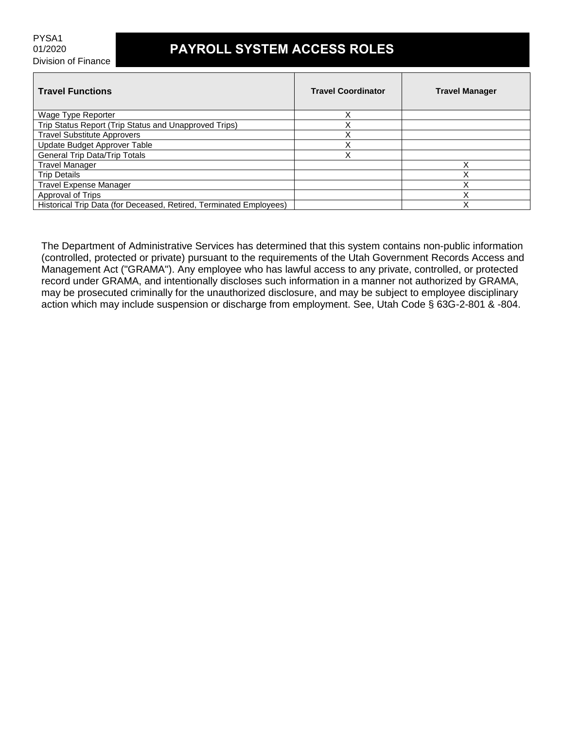PYSA1
01/2020
Division of Finance

# PAYROLL SYSTEM ACCESS ROLES

| Travel Functions | Travel Coordinator | Travel Manager |
|---|---|---|
| Wage Type Reporter | X | |
| Trip Status Report (Trip Status and Unapproved Trips) | X | |
| Travel Substitute Approvers | X | |
| Update Budget Approver Table | X | |
| General Trip Data/Trip Totals | X | |
| Travel Manager | | X |
| Trip Details | | X |
| Travel Expense Manager | | X |
| Approval of Trips | | X |
| Historical Trip Data (for Deceased, Retired, Terminated Employees) | | X |

The Department of Administrative Services has determined that this system contains non-public information (controlled, protected or private) pursuant to the requirements of the Utah Government Records Access and Management Act ("GRAMA"). Any employee who has lawful access to any private, controlled, or protected record under GRAMA, and intentionally discloses such information in a manner not authorized by GRAMA, may be prosecuted criminally for the unauthorized disclosure, and may be subject to employee disciplinary action which may include suspension or discharge from employment. See, Utah Code § 63G-2-801 & -804.